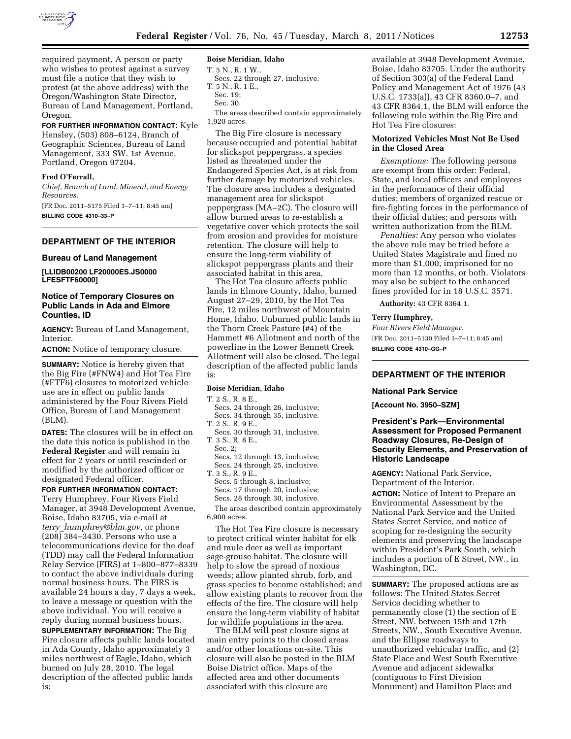required payment. A person or party who wishes to protest against a survey must file a notice that they wish to protest (at the above address) with the Oregon/Washington State Director, Bureau of Land Management, Portland, Oregon.

**FOR FURTHER INFORMATION CONTACT:** Kyle Hensley, (503) 808–6124, Branch of Geographic Sciences, Bureau of Land Management, 333 SW. 1st Avenue, Portland, Oregon 97204.

**Fred O'Ferrall,**

*Chief, Branch of Land, Mineral, and Energy Resources.*

[FR Doc. 2011–5175 Filed 3–7–11; 8:45 am]

**BILLING CODE 4310–33–P**

---

## DEPARTMENT OF THE INTERIOR

### Bureau of Land Management

**[LLIDB00200 LF20000ES.JS0000 LFESFTF60000]**

### Notice of Temporary Closures on Public Lands in Ada and Elmore Counties, ID

**AGENCY:** Bureau of Land Management, Interior.

**ACTION:** Notice of temporary closure.

**SUMMARY:** Notice is hereby given that the Big Fire (#FNW4) and Hot Tea Fire (#FTF6) closures to motorized vehicle use are in effect on public lands administered by the Four Rivers Field Office, Bureau of Land Management (BLM).

**DATES:** The closures will be in effect on the date this notice is published in the **Federal Register** and will remain in effect for 2 years or until rescinded or modified by the authorized officer or designated Federal officer.

**FOR FURTHER INFORMATION CONTACT:** Terry Humphrey, Four Rivers Field Manager, at 3948 Development Avenue, Boise, Idaho 83705, via e-mail at *terry_humphrey@blm.gov,* or phone (208) 384–3430. Persons who use a telecommunications device for the deaf (TDD) may call the Federal Information Relay Service (FIRS) at 1–800–877–8339 to contact the above individuals during normal business hours. The FIRS is available 24 hours a day, 7 days a week, to leave a message or question with the above individual. You will receive a reply during normal business hours.

**SUPPLEMENTARY INFORMATION:** The Big Fire closure affects public lands located in Ada County, Idaho approximately 3 miles northwest of Eagle, Idaho, which burned on July 28, 2010. The legal description of the affected public lands is:

**Boise Meridian, Idaho**

T. 5 N., R. 1 W.,
  Secs. 22 through 27, inclusive.
T. 5 N., R. 1 E.,
  Sec. 19;
  Sec. 30.

The areas described contain approximately 1,920 acres.

The Big Fire closure is necessary because occupied and potential habitat for slickspot peppergrass, a species listed as threatened under the Endangered Species Act, is at risk from further damage by motorized vehicles. The closure area includes a designated management area for slickspot peppergrass (MA–2C). The closure will allow burned areas to re-establish a vegetative cover which protects the soil from erosion and provides for moisture retention. The closure will help to ensure the long-term viability of slickspot peppergrass plants and their associated habitat in this area.

The Hot Tea closure affects public lands in Elmore County, Idaho, burned August 27–29, 2010, by the Hot Tea Fire, 12 miles northwest of Mountain Home, Idaho. Unburned public lands in the Thorn Creek Pasture (#4) of the Hammett #6 Allotment and north of the powerline in the Lower Bennett Creek Allotment will also be closed. The legal description of the affected public lands is:

**Boise Meridian, Idaho**

T. 2 S., R. 8 E.,
  Secs. 24 through 26, inclusive;
  Secs. 34 through 35, inclusive.
T. 2 S., R. 9 E.,
  Secs. 30 through 31, inclusive.
T. 3 S., R. 8 E.,
  Sec. 2;
  Secs. 12 through 13, inclusive;
  Secs. 24 through 25, inclusive.
T. 3 S., R. 9 E.,
  Secs. 5 through 8, inclusive;
  Secs. 17 through 20, inclusive;
  Secs. 28 through 30, inclusive.

The areas described contain approximately 6,900 acres.

The Hot Tea Fire closure is necessary to protect critical winter habitat for elk and mule deer as well as important sage-grouse habitat. The closure will help to slow the spread of noxious weeds; allow planted shrub, forb, and grass species to become established; and allow existing plants to recover from the effects of the fire. The closure will help ensure the long-term viability of habitat for wildlife populations in the area.

The BLM will post closure signs at main entry points to the closed areas and/or other locations on-site. This closure will also be posted in the BLM Boise District office. Maps of the affected area and other documents associated with this closure are available at 3948 Development Avenue, Boise, Idaho 83705. Under the authority of Section 303(a) of the Federal Land Policy and Management Act of 1976 (43 U.S.C. 1733(a)), 43 CFR 8360.0–7, and 43 CFR 8364.1, the BLM will enforce the following rule within the Big Fire and Hot Tea Fire closures:

#### Motorized Vehicles Must Not Be Used in the Closed Area

*Exemptions:* The following persons are exempt from this order: Federal, State, and local officers and employees in the performance of their official duties; members of organized rescue or fire-fighting forces in the performance of their official duties; and persons with written authorization from the BLM.

*Penalties:* Any person who violates the above rule may be tried before a United States Magistrate and fined no more than $1,000, imprisoned for no more than 12 months, or both. Violators may also be subject to the enhanced fines provided for in 18 U.S.C. 3571.

**Authority:** 43 CFR 8364.1.

**Terry Humphrey,**

*Four Rivers Field Manager.*

[FR Doc. 2011–5130 Filed 3–7–11; 8:45 am]

**BILLING CODE 4310–GG–P**

---

## DEPARTMENT OF THE INTERIOR

### National Park Service

**[Account No. 3950–SZM]**

### President's Park—Environmental Assessment for Proposed Permanent Roadway Closures, Re-Design of Security Elements, and Preservation of Historic Landscape

**AGENCY:** National Park Service, Department of the Interior.

**ACTION:** Notice of Intent to Prepare an Environmental Assessment by the National Park Service and the United States Secret Service, and notice of scoping for re-designing the security elements and preserving the landscape within President's Park South, which includes a portion of E Street, NW., in Washington, DC.

**SUMMARY:** The proposed actions are as follows: The United States Secret Service deciding whether to permanently close (1) the section of E Street, NW. between 15th and 17th Streets, NW., South Executive Avenue, and the Ellipse roadways to unauthorized vehicular traffic, and (2) State Place and West South Executive Avenue and adjacent sidewalks (contiguous to First Division Monument) and Hamilton Place and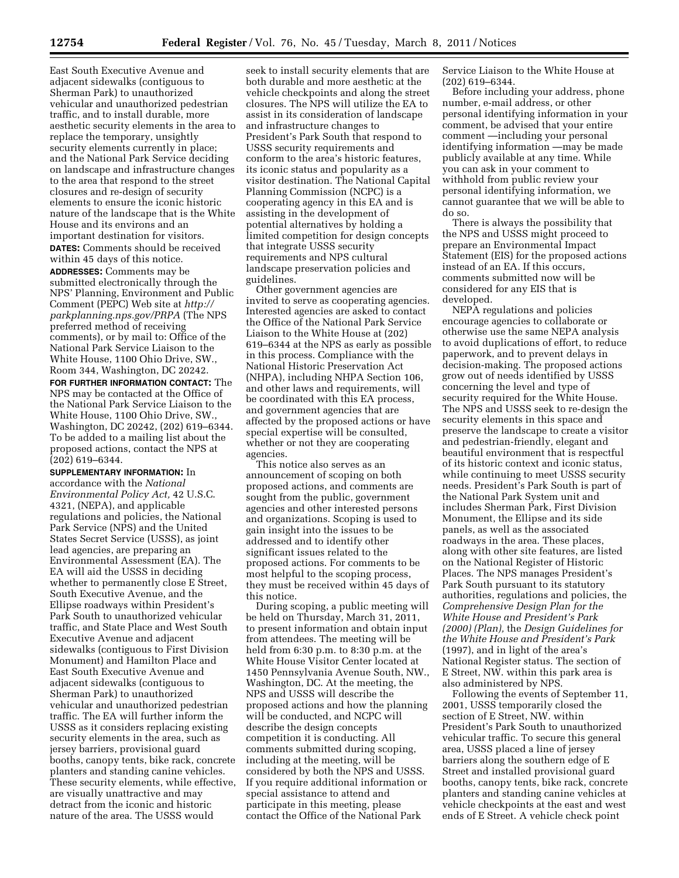East South Executive Avenue and adjacent sidewalks (contiguous to Sherman Park) to unauthorized vehicular and unauthorized pedestrian traffic, and to install durable, more aesthetic security elements in the area to replace the temporary, unsightly security elements currently in place; and the National Park Service deciding on landscape and infrastructure changes to the area that respond to the street closures and re-design of security elements to ensure the iconic historic nature of the landscape that is the White House and its environs and an important destination for visitors.

**DATES:** Comments should be received within 45 days of this notice.

**ADDRESSES:** Comments may be submitted electronically through the NPS' Planning, Environment and Public Comment (PEPC) Web site at *http://parkplanning.nps.gov/PRPA* (The NPS preferred method of receiving comments), or by mail to: Office of the National Park Service Liaison to the White House, 1100 Ohio Drive, SW., Room 344, Washington, DC 20242.

**FOR FURTHER INFORMATION CONTACT:** The NPS may be contacted at the Office of the National Park Service Liaison to the White House, 1100 Ohio Drive, SW., Washington, DC 20242, (202) 619–6344. To be added to a mailing list about the proposed actions, contact the NPS at (202) 619–6344.

**SUPPLEMENTARY INFORMATION:** In accordance with the *National Environmental Policy Act,* 42 U.S.C. 4321, (NEPA), and applicable regulations and policies, the National Park Service (NPS) and the United States Secret Service (USSS), as joint lead agencies, are preparing an Environmental Assessment (EA). The EA will aid the USSS in deciding whether to permanently close E Street, South Executive Avenue, and the Ellipse roadways within President's Park South to unauthorized vehicular traffic, and State Place and West South Executive Avenue and adjacent sidewalks (contiguous to First Division Monument) and Hamilton Place and East South Executive Avenue and adjacent sidewalks (contiguous to Sherman Park) to unauthorized vehicular and unauthorized pedestrian traffic. The EA will further inform the USSS as it considers replacing existing security elements in the area, such as jersey barriers, provisional guard booths, canopy tents, bike rack, concrete planters and standing canine vehicles. These security elements, while effective, are visually unattractive and may detract from the iconic and historic nature of the area. The USSS would seek to install security elements that are both durable and more aesthetic at the vehicle checkpoints and along the street closures. The NPS will utilize the EA to assist in its consideration of landscape and infrastructure changes to President's Park South that respond to USSS security requirements and conform to the area's historic features, its iconic status and popularity as a visitor destination. The National Capital Planning Commission (NCPC) is a cooperating agency in this EA and is assisting in the development of potential alternatives by holding a limited competition for design concepts that integrate USSS security requirements and NPS cultural landscape preservation policies and guidelines.

Other government agencies are invited to serve as cooperating agencies. Interested agencies are asked to contact the Office of the National Park Service Liaison to the White House at (202) 619–6344 at the NPS as early as possible in this process. Compliance with the National Historic Preservation Act (NHPA), including NHPA Section 106, and other laws and requirements, will be coordinated with this EA process, and government agencies that are affected by the proposed actions or have special expertise will be consulted, whether or not they are cooperating agencies.

This notice also serves as an announcement of scoping on both proposed actions, and comments are sought from the public, government agencies and other interested persons and organizations. Scoping is used to gain insight into the issues to be addressed and to identify other significant issues related to the proposed actions. For comments to be most helpful to the scoping process, they must be received within 45 days of this notice.

During scoping, a public meeting will be held on Thursday, March 31, 2011, to present information and obtain input from attendees. The meeting will be held from 6:30 p.m. to 8:30 p.m. at the White House Visitor Center located at 1450 Pennsylvania Avenue South, NW., Washington, DC. At the meeting, the NPS and USSS will describe the proposed actions and how the planning will be conducted, and NCPC will describe the design concepts competition it is conducting. All comments submitted during scoping, including at the meeting, will be considered by both the NPS and USSS. If you require additional information or special assistance to attend and participate in this meeting, please contact the Office of the National Park Service Liaison to the White House at (202) 619–6344.

Before including your address, phone number, e-mail address, or other personal identifying information in your comment, be advised that your entire comment —including your personal identifying information —may be made publicly available at any time. While you can ask in your comment to withhold from public review your personal identifying information, we cannot guarantee that we will be able to do so.

There is always the possibility that the NPS and USSS might proceed to prepare an Environmental Impact Statement (EIS) for the proposed actions instead of an EA. If this occurs, comments submitted now will be considered for any EIS that is developed.

NEPA regulations and policies encourage agencies to collaborate or otherwise use the same NEPA analysis to avoid duplications of effort, to reduce paperwork, and to prevent delays in decision-making. The proposed actions grow out of needs identified by USSS concerning the level and type of security required for the White House. The NPS and USSS seek to re-design the security elements in this space and preserve the landscape to create a visitor and pedestrian-friendly, elegant and beautiful environment that is respectful of its historic context and iconic status, while continuing to meet USSS security needs. President's Park South is part of the National Park System unit and includes Sherman Park, First Division Monument, the Ellipse and its side panels, as well as the associated roadways in the area. These places, along with other site features, are listed on the National Register of Historic Places. The NPS manages President's Park South pursuant to its statutory authorities, regulations and policies, the *Comprehensive Design Plan for the White House and President's Park (2000) (Plan),* the *Design Guidelines for the White House and President's Park* (1997), and in light of the area's National Register status. The section of E Street, NW. within this park area is also administered by NPS.

Following the events of September 11, 2001, USSS temporarily closed the section of E Street, NW. within President's Park South to unauthorized vehicular traffic. To secure this general area, USSS placed a line of jersey barriers along the southern edge of E Street and installed provisional guard booths, canopy tents, bike rack, concrete planters and standing canine vehicles at vehicle checkpoints at the east and west ends of E Street. A vehicle check point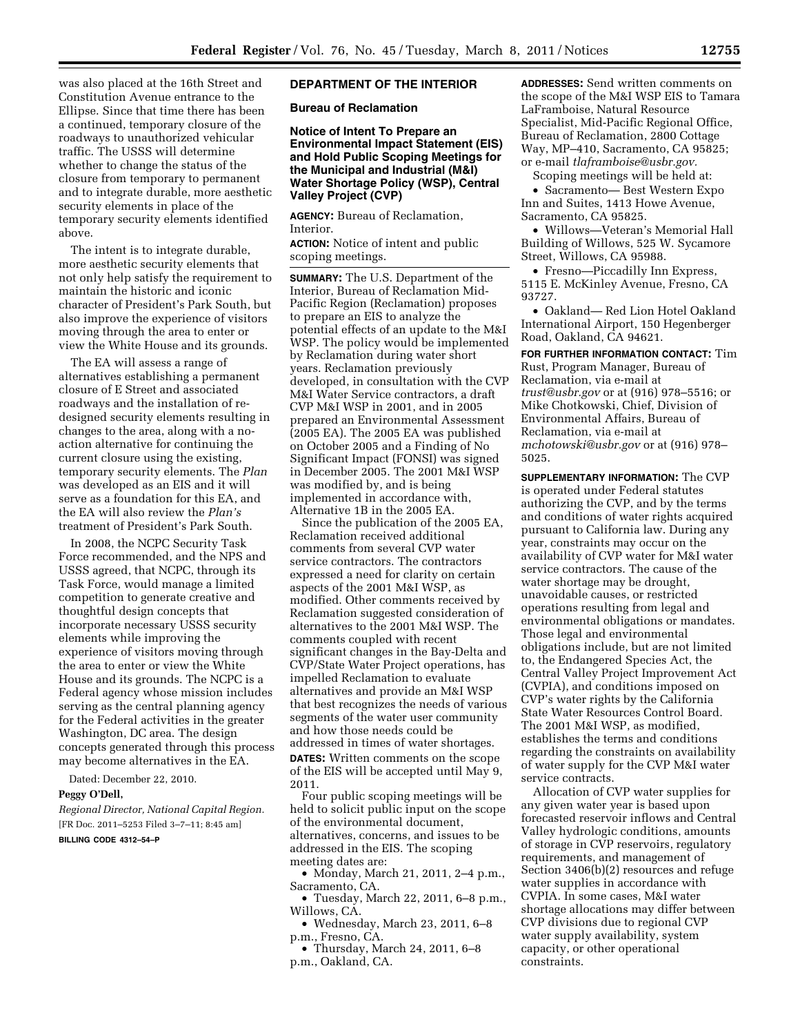was also placed at the 16th Street and Constitution Avenue entrance to the Ellipse. Since that time there has been a continued, temporary closure of the roadways to unauthorized vehicular traffic. The USSS will determine whether to change the status of the closure from temporary to permanent and to integrate durable, more aesthetic security elements in place of the temporary security elements identified above.

The intent is to integrate durable, more aesthetic security elements that not only help satisfy the requirement to maintain the historic and iconic character of President's Park South, but also improve the experience of visitors moving through the area to enter or view the White House and its grounds.

The EA will assess a range of alternatives establishing a permanent closure of E Street and associated roadways and the installation of re-designed security elements resulting in changes to the area, along with a no-action alternative for continuing the current closure using the existing, temporary security elements. The *Plan* was developed as an EIS and it will serve as a foundation for this EA, and the EA will also review the *Plan's* treatment of President's Park South.

In 2008, the NCPC Security Task Force recommended, and the NPS and USSS agreed, that NCPC, through its Task Force, would manage a limited competition to generate creative and thoughtful design concepts that incorporate necessary USSS security elements while improving the experience of visitors moving through the area to enter or view the White House and its grounds. The NCPC is a Federal agency whose mission includes serving as the central planning agency for the Federal activities in the greater Washington, DC area. The design concepts generated through this process may become alternatives in the EA.

Dated: December 22, 2010.

**Peggy O'Dell,**

*Regional Director, National Capital Region.*

[FR Doc. 2011–5253 Filed 3–7–11; 8:45 am]

**BILLING CODE 4312–54–P**

## DEPARTMENT OF THE INTERIOR

### Bureau of Reclamation

### Notice of Intent To Prepare an Environmental Impact Statement (EIS) and Hold Public Scoping Meetings for the Municipal and Industrial (M&I) Water Shortage Policy (WSP), Central Valley Project (CVP)

**AGENCY:** Bureau of Reclamation, Interior.

**ACTION:** Notice of intent and public scoping meetings.

**SUMMARY:** The U.S. Department of the Interior, Bureau of Reclamation Mid-Pacific Region (Reclamation) proposes to prepare an EIS to analyze the potential effects of an update to the M&I WSP. The policy would be implemented by Reclamation during water short years. Reclamation previously developed, in consultation with the CVP M&I Water Service contractors, a draft CVP M&I WSP in 2001, and in 2005 prepared an Environmental Assessment (2005 EA). The 2005 EA was published on October 2005 and a Finding of No Significant Impact (FONSI) was signed in December 2005. The 2001 M&I WSP was modified by, and is being implemented in accordance with, Alternative 1B in the 2005 EA.

Since the publication of the 2005 EA, Reclamation received additional comments from several CVP water service contractors. The contractors expressed a need for clarity on certain aspects of the 2001 M&I WSP, as modified. Other comments received by Reclamation suggested consideration of alternatives to the 2001 M&I WSP. The comments coupled with recent significant changes in the Bay-Delta and CVP/State Water Project operations, has impelled Reclamation to evaluate alternatives and provide an M&I WSP that best recognizes the needs of various segments of the water user community and how those needs could be addressed in times of water shortages.

**DATES:** Written comments on the scope of the EIS will be accepted until May 9, 2011.

Four public scoping meetings will be held to solicit public input on the scope of the environmental document, alternatives, concerns, and issues to be addressed in the EIS. The scoping meeting dates are:

- Monday, March 21, 2011, 2–4 p.m., Sacramento, CA.
- Tuesday, March 22, 2011, 6–8 p.m., Willows, CA.
- Wednesday, March 23, 2011, 6–8 p.m., Fresno, CA.
- Thursday, March 24, 2011, 6–8 p.m., Oakland, CA.

**ADDRESSES:** Send written comments on the scope of the M&I WSP EIS to Tamara LaFramboise, Natural Resource Specialist, Mid-Pacific Regional Office, Bureau of Reclamation, 2800 Cottage Way, MP–410, Sacramento, CA 95825; or e-mail *tlaframboise@usbr.gov.*

Scoping meetings will be held at:

- Sacramento— Best Western Expo Inn and Suites, 1413 Howe Avenue, Sacramento, CA 95825.
- Willows—Veteran's Memorial Hall Building of Willows, 525 W. Sycamore Street, Willows, CA 95988.
- Fresno—Piccadilly Inn Express, 5115 E. McKinley Avenue, Fresno, CA 93727.
- Oakland— Red Lion Hotel Oakland International Airport, 150 Hegenberger Road, Oakland, CA 94621.

**FOR FURTHER INFORMATION CONTACT:** Tim Rust, Program Manager, Bureau of Reclamation, via e-mail at *trust@usbr.gov* or at (916) 978–5516; or Mike Chotkowski, Chief, Division of Environmental Affairs, Bureau of Reclamation, via e-mail at *mchotowski@usbr.gov* or at (916) 978–5025.

**SUPPLEMENTARY INFORMATION:** The CVP is operated under Federal statutes authorizing the CVP, and by the terms and conditions of water rights acquired pursuant to California law. During any year, constraints may occur on the availability of CVP water for M&I water service contractors. The cause of the water shortage may be drought, unavoidable causes, or restricted operations resulting from legal and environmental obligations or mandates. Those legal and environmental obligations include, but are not limited to, the Endangered Species Act, the Central Valley Project Improvement Act (CVPIA), and conditions imposed on CVP's water rights by the California State Water Resources Control Board. The 2001 M&I WSP, as modified, establishes the terms and conditions regarding the constraints on availability of water supply for the CVP M&I water service contracts.

Allocation of CVP water supplies for any given water year is based upon forecasted reservoir inflows and Central Valley hydrologic conditions, amounts of storage in CVP reservoirs, regulatory requirements, and management of Section 3406(b)(2) resources and refuge water supplies in accordance with CVPIA. In some cases, M&I water shortage allocations may differ between CVP divisions due to regional CVP water supply availability, system capacity, or other operational constraints.